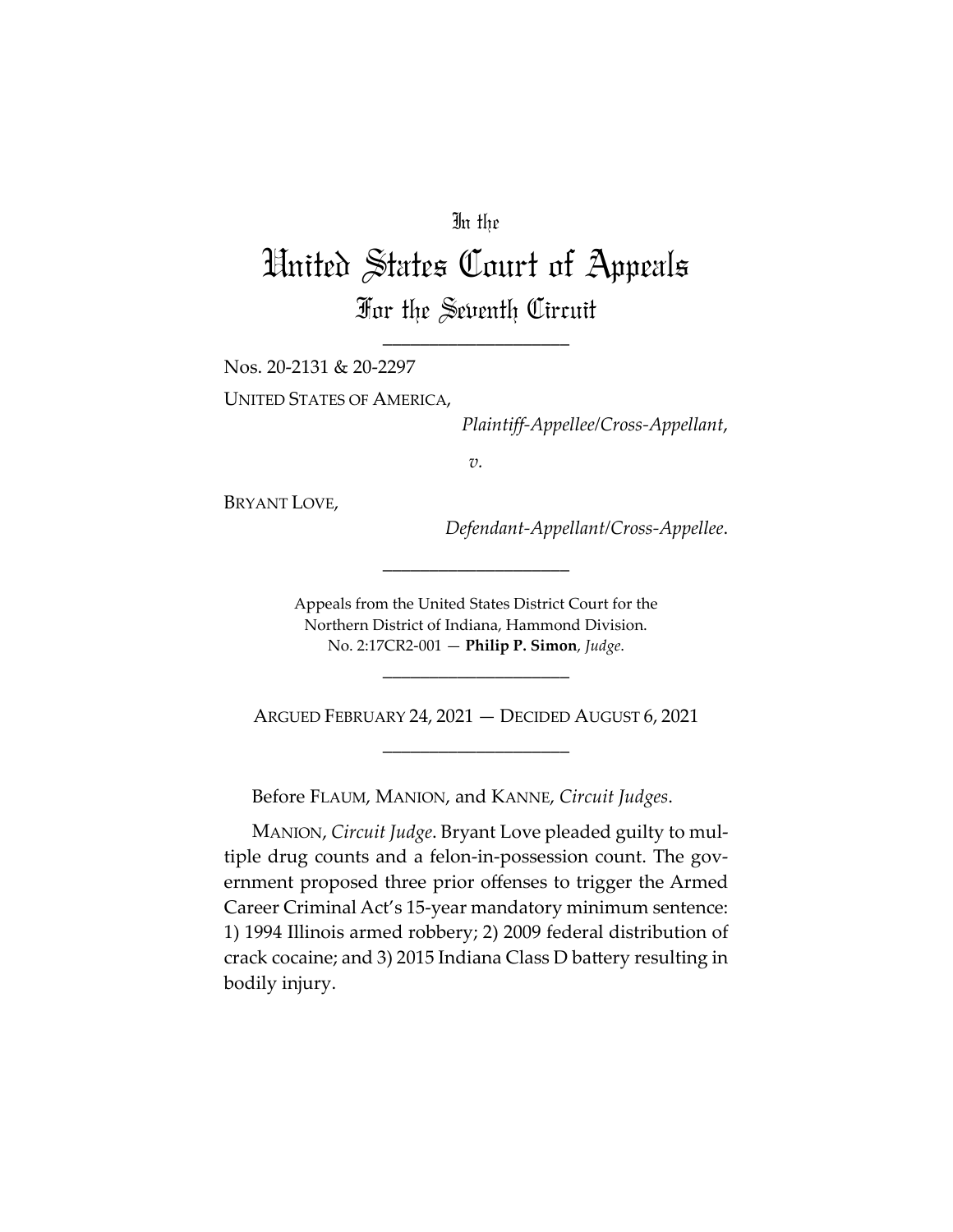In the

# United States Court of Appeals
## For the Seventh Circuit

---

Nos. 20-2131 & 20-2297

UNITED STATES OF AMERICA,

*Plaintiff-Appellee/Cross-Appellant*,

*v.*

BRYANT LOVE,

*Defendant-Appellant/Cross-Appellee*.

---

Appeals from the United States District Court for the Northern District of Indiana, Hammond Division.
No. 2:17CR2-001 — **Philip P. Simon**, *Judge*.

---

ARGUED FEBRUARY 24, 2021 — DECIDED AUGUST 6, 2021

---

Before FLAUM, MANION, and KANNE, *Circuit Judges*.

MANION, *Circuit Judge*. Bryant Love pleaded guilty to multiple drug counts and a felon-in-possession count. The government proposed three prior offenses to trigger the Armed Career Criminal Act's 15-year mandatory minimum sentence: 1) 1994 Illinois armed robbery; 2) 2009 federal distribution of crack cocaine; and 3) 2015 Indiana Class D battery resulting in bodily injury.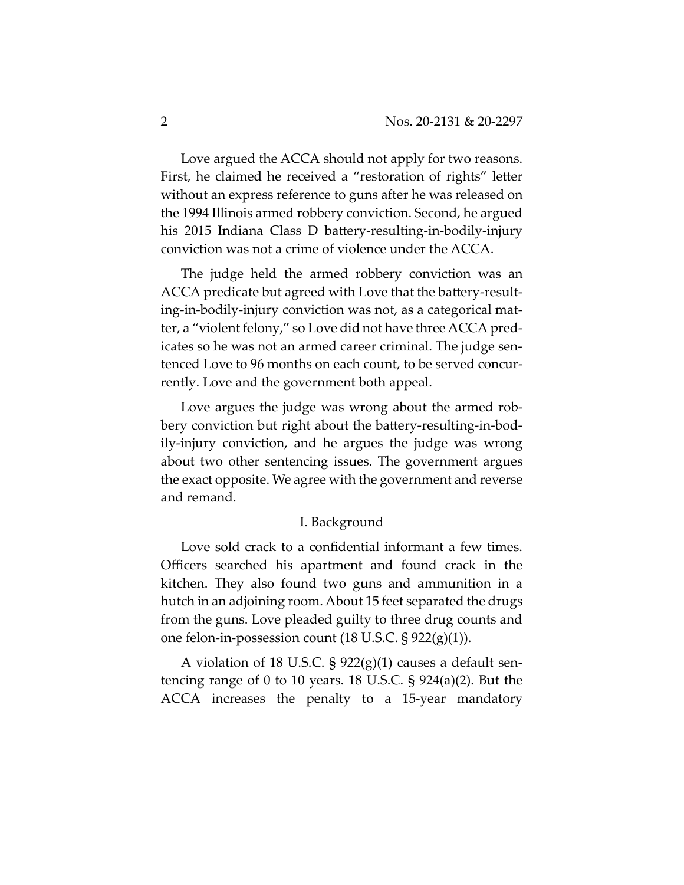Love argued the ACCA should not apply for two reasons. First, he claimed he received a "restoration of rights" letter without an express reference to guns after he was released on the 1994 Illinois armed robbery conviction. Second, he argued his 2015 Indiana Class D battery-resulting-in-bodily-injury conviction was not a crime of violence under the ACCA.

The judge held the armed robbery conviction was an ACCA predicate but agreed with Love that the battery-resulting-in-bodily-injury conviction was not, as a categorical matter, a "violent felony," so Love did not have three ACCA predicates so he was not an armed career criminal. The judge sentenced Love to 96 months on each count, to be served concurrently. Love and the government both appeal.

Love argues the judge was wrong about the armed robbery conviction but right about the battery-resulting-in-bodily-injury conviction, and he argues the judge was wrong about two other sentencing issues. The government argues the exact opposite. We agree with the government and reverse and remand.

## I. Background

Love sold crack to a confidential informant a few times. Officers searched his apartment and found crack in the kitchen. They also found two guns and ammunition in a hutch in an adjoining room. About 15 feet separated the drugs from the guns. Love pleaded guilty to three drug counts and one felon-in-possession count (18 U.S.C. § 922(g)(1)).

A violation of 18 U.S.C. § 922(g)(1) causes a default sentencing range of 0 to 10 years. 18 U.S.C. § 924(a)(2). But the ACCA increases the penalty to a 15-year mandatory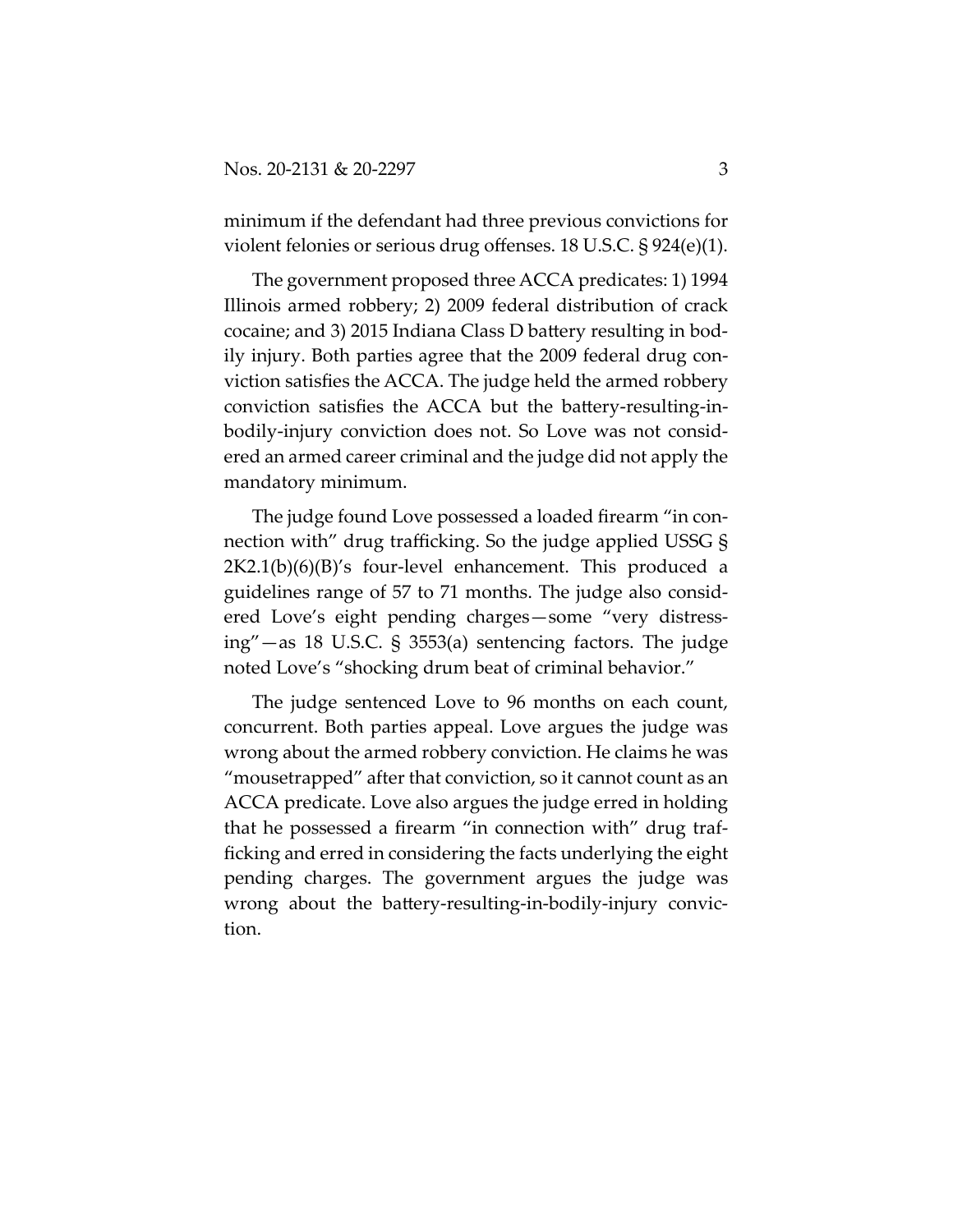minimum if the defendant had three previous convictions for violent felonies or serious drug offenses. 18 U.S.C. § 924(e)(1).

The government proposed three ACCA predicates: 1) 1994 Illinois armed robbery; 2) 2009 federal distribution of crack cocaine; and 3) 2015 Indiana Class D battery resulting in bodily injury. Both parties agree that the 2009 federal drug conviction satisfies the ACCA. The judge held the armed robbery conviction satisfies the ACCA but the battery-resulting-in-bodily-injury conviction does not. So Love was not considered an armed career criminal and the judge did not apply the mandatory minimum.

The judge found Love possessed a loaded firearm "in connection with" drug trafficking. So the judge applied USSG § 2K2.1(b)(6)(B)'s four-level enhancement. This produced a guidelines range of 57 to 71 months. The judge also considered Love's eight pending charges—some "very distressing"—as 18 U.S.C. § 3553(a) sentencing factors. The judge noted Love's "shocking drum beat of criminal behavior."

The judge sentenced Love to 96 months on each count, concurrent. Both parties appeal. Love argues the judge was wrong about the armed robbery conviction. He claims he was "mousetrapped" after that conviction, so it cannot count as an ACCA predicate. Love also argues the judge erred in holding that he possessed a firearm "in connection with" drug trafficking and erred in considering the facts underlying the eight pending charges. The government argues the judge was wrong about the battery-resulting-in-bodily-injury conviction.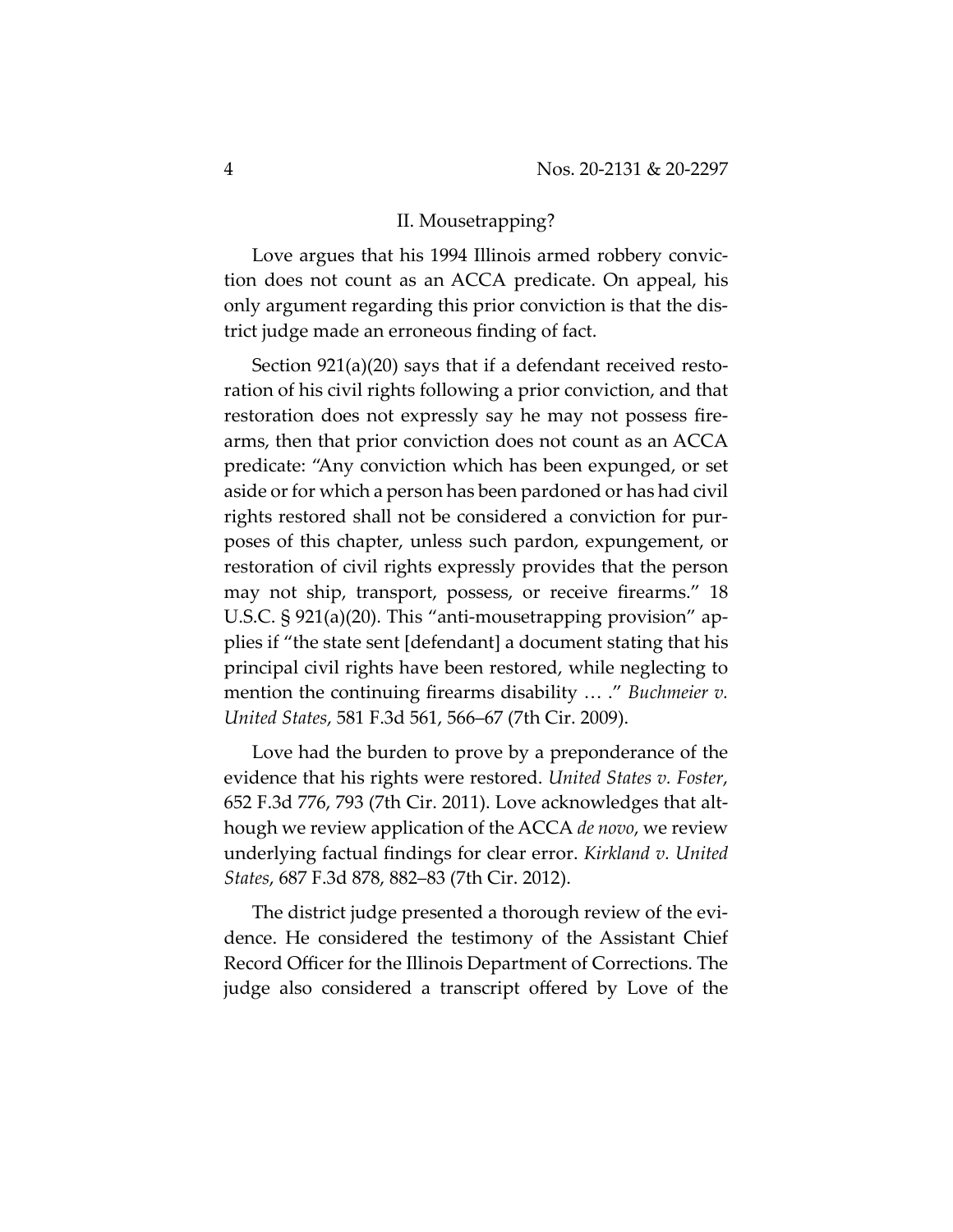## II. Mousetrapping?

Love argues that his 1994 Illinois armed robbery conviction does not count as an ACCA predicate. On appeal, his only argument regarding this prior conviction is that the district judge made an erroneous finding of fact.

Section 921(a)(20) says that if a defendant received restoration of his civil rights following a prior conviction, and that restoration does not expressly say he may not possess firearms, then that prior conviction does not count as an ACCA predicate: "Any conviction which has been expunged, or set aside or for which a person has been pardoned or has had civil rights restored shall not be considered a conviction for purposes of this chapter, unless such pardon, expungement, or restoration of civil rights expressly provides that the person may not ship, transport, possess, or receive firearms." 18 U.S.C. § 921(a)(20). This "anti-mousetrapping provision" applies if "the state sent [defendant] a document stating that his principal civil rights have been restored, while neglecting to mention the continuing firearms disability … ." *Buchmeier v. United States*, 581 F.3d 561, 566–67 (7th Cir. 2009).

Love had the burden to prove by a preponderance of the evidence that his rights were restored. *United States v. Foster*, 652 F.3d 776, 793 (7th Cir. 2011). Love acknowledges that although we review application of the ACCA *de novo*, we review underlying factual findings for clear error. *Kirkland v. United States*, 687 F.3d 878, 882–83 (7th Cir. 2012).

The district judge presented a thorough review of the evidence. He considered the testimony of the Assistant Chief Record Officer for the Illinois Department of Corrections. The judge also considered a transcript offered by Love of the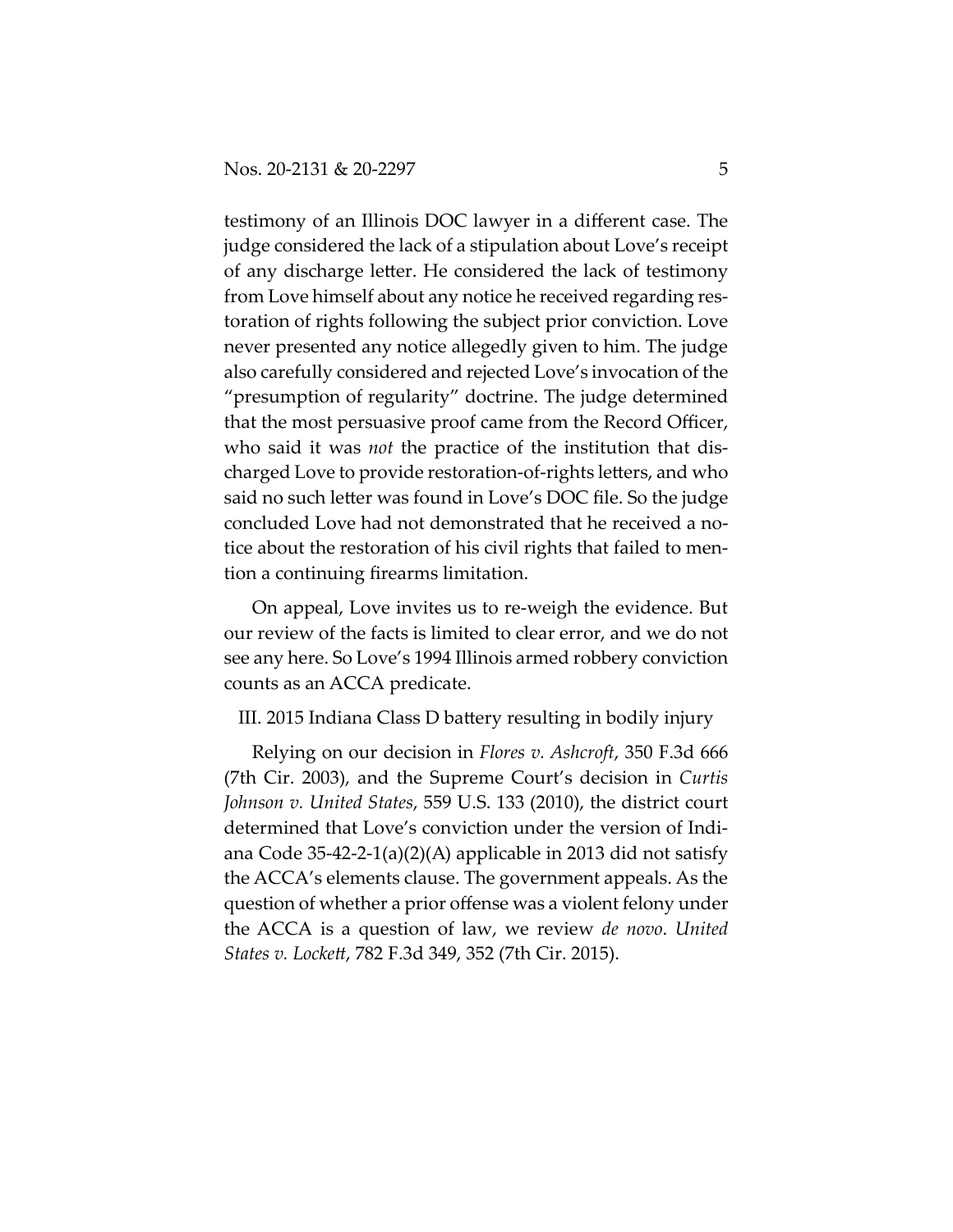testimony of an Illinois DOC lawyer in a different case. The judge considered the lack of a stipulation about Love's receipt of any discharge letter. He considered the lack of testimony from Love himself about any notice he received regarding restoration of rights following the subject prior conviction. Love never presented any notice allegedly given to him. The judge also carefully considered and rejected Love's invocation of the "presumption of regularity" doctrine. The judge determined that the most persuasive proof came from the Record Officer, who said it was *not* the practice of the institution that discharged Love to provide restoration-of-rights letters, and who said no such letter was found in Love's DOC file. So the judge concluded Love had not demonstrated that he received a notice about the restoration of his civil rights that failed to mention a continuing firearms limitation.

On appeal, Love invites us to re-weigh the evidence. But our review of the facts is limited to clear error, and we do not see any here. So Love's 1994 Illinois armed robbery conviction counts as an ACCA predicate.

## III. 2015 Indiana Class D battery resulting in bodily injury

Relying on our decision in *Flores v. Ashcroft*, 350 F.3d 666 (7th Cir. 2003), and the Supreme Court's decision in *Curtis Johnson v. United States*, 559 U.S. 133 (2010), the district court determined that Love's conviction under the version of Indiana Code 35-42-2-1(a)(2)(A) applicable in 2013 did not satisfy the ACCA's elements clause. The government appeals. As the question of whether a prior offense was a violent felony under the ACCA is a question of law, we review *de novo*. *United States v. Lockett*, 782 F.3d 349, 352 (7th Cir. 2015).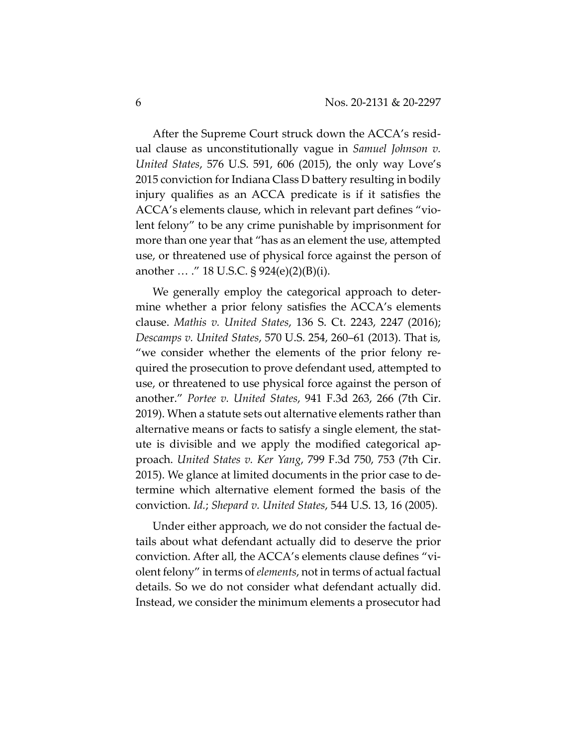After the Supreme Court struck down the ACCA's residual clause as unconstitutionally vague in *Samuel Johnson v. United States*, 576 U.S. 591, 606 (2015), the only way Love's 2015 conviction for Indiana Class D battery resulting in bodily injury qualifies as an ACCA predicate is if it satisfies the ACCA's elements clause, which in relevant part defines "violent felony" to be any crime punishable by imprisonment for more than one year that "has as an element the use, attempted use, or threatened use of physical force against the person of another … ." 18 U.S.C. § 924(e)(2)(B)(i).

We generally employ the categorical approach to determine whether a prior felony satisfies the ACCA's elements clause. *Mathis v. United States*, 136 S. Ct. 2243, 2247 (2016); *Descamps v. United States*, 570 U.S. 254, 260–61 (2013). That is, "we consider whether the elements of the prior felony required the prosecution to prove defendant used, attempted to use, or threatened to use physical force against the person of another." *Portee v. United States*, 941 F.3d 263, 266 (7th Cir. 2019). When a statute sets out alternative elements rather than alternative means or facts to satisfy a single element, the statute is divisible and we apply the modified categorical approach. *United States v. Ker Yang*, 799 F.3d 750, 753 (7th Cir. 2015). We glance at limited documents in the prior case to determine which alternative element formed the basis of the conviction. *Id.*; *Shepard v. United States*, 544 U.S. 13, 16 (2005).

Under either approach, we do not consider the factual details about what defendant actually did to deserve the prior conviction. After all, the ACCA's elements clause defines "violent felony" in terms of *elements*, not in terms of actual factual details. So we do not consider what defendant actually did. Instead, we consider the minimum elements a prosecutor had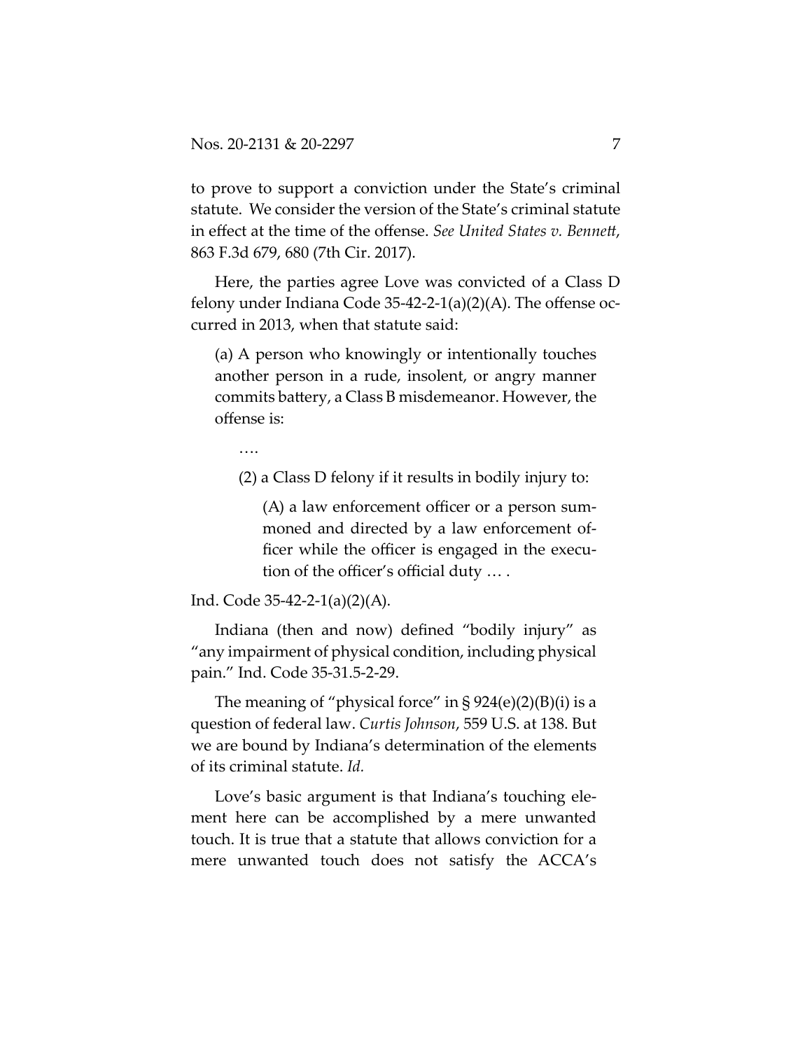to prove to support a conviction under the State's criminal statute. We consider the version of the State's criminal statute in effect at the time of the offense. *See United States v. Bennett*, 863 F.3d 679, 680 (7th Cir. 2017).

Here, the parties agree Love was convicted of a Class D felony under Indiana Code 35-42-2-1(a)(2)(A). The offense occurred in 2013, when that statute said:

> (a) A person who knowingly or intentionally touches another person in a rude, insolent, or angry manner commits battery, a Class B misdemeanor. However, the offense is:
>
> ….
>
> (2) a Class D felony if it results in bodily injury to:
>
> (A) a law enforcement officer or a person summoned and directed by a law enforcement officer while the officer is engaged in the execution of the officer's official duty … .

Ind. Code 35-42-2-1(a)(2)(A).

Indiana (then and now) defined "bodily injury" as "any impairment of physical condition, including physical pain." Ind. Code 35-31.5-2-29.

The meaning of "physical force" in § 924(e)(2)(B)(i) is a question of federal law. *Curtis Johnson*, 559 U.S. at 138. But we are bound by Indiana's determination of the elements of its criminal statute. *Id.*

Love's basic argument is that Indiana's touching element here can be accomplished by a mere unwanted touch. It is true that a statute that allows conviction for a mere unwanted touch does not satisfy the ACCA's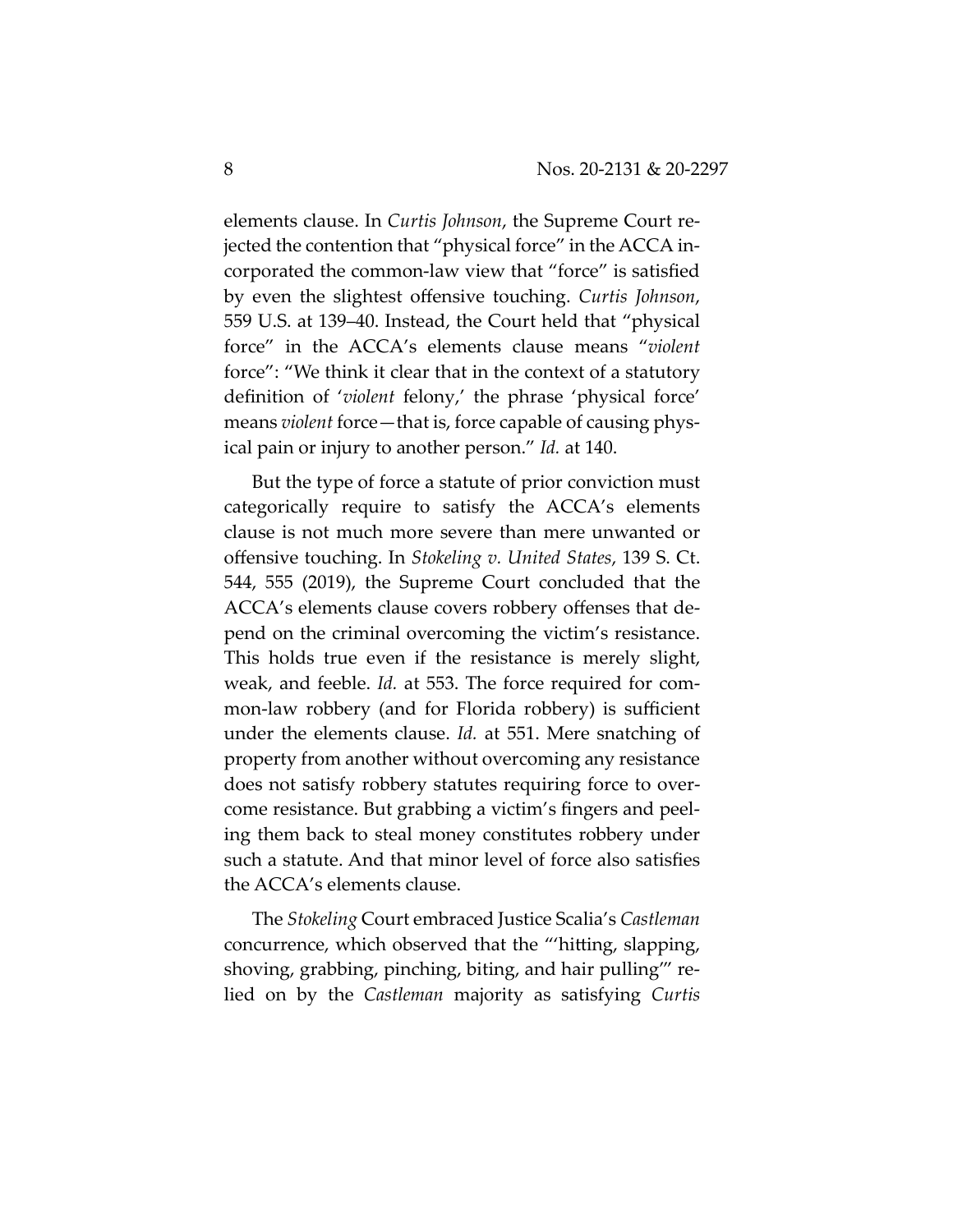elements clause. In *Curtis Johnson*, the Supreme Court rejected the contention that "physical force" in the ACCA incorporated the common-law view that "force" is satisfied by even the slightest offensive touching. *Curtis Johnson*, 559 U.S. at 139–40. Instead, the Court held that "physical force" in the ACCA's elements clause means "*violent* force": "We think it clear that in the context of a statutory definition of '*violent* felony,' the phrase 'physical force' means *violent* force—that is, force capable of causing physical pain or injury to another person." *Id.* at 140.

But the type of force a statute of prior conviction must categorically require to satisfy the ACCA's elements clause is not much more severe than mere unwanted or offensive touching. In *Stokeling v. United States*, 139 S. Ct. 544, 555 (2019), the Supreme Court concluded that the ACCA's elements clause covers robbery offenses that depend on the criminal overcoming the victim's resistance. This holds true even if the resistance is merely slight, weak, and feeble. *Id.* at 553. The force required for common-law robbery (and for Florida robbery) is sufficient under the elements clause. *Id.* at 551. Mere snatching of property from another without overcoming any resistance does not satisfy robbery statutes requiring force to overcome resistance. But grabbing a victim's fingers and peeling them back to steal money constitutes robbery under such a statute. And that minor level of force also satisfies the ACCA's elements clause.

The *Stokeling* Court embraced Justice Scalia's *Castleman* concurrence, which observed that the "'hitting, slapping, shoving, grabbing, pinching, biting, and hair pulling'" relied on by the *Castleman* majority as satisfying *Curtis*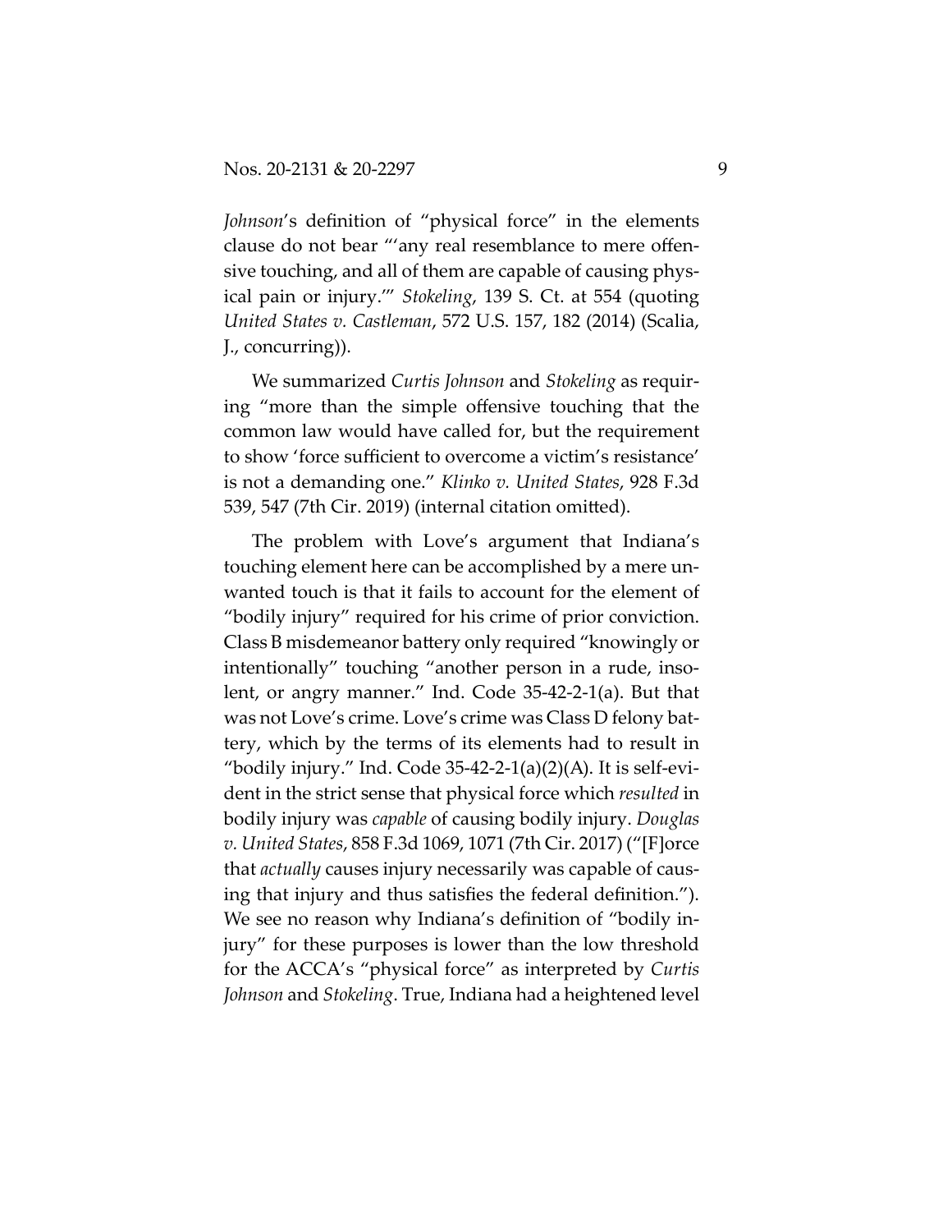*Johnson*'s definition of "physical force" in the elements clause do not bear "'any real resemblance to mere offensive touching, and all of them are capable of causing physical pain or injury.'" *Stokeling*, 139 S. Ct. at 554 (quoting *United States v. Castleman*, 572 U.S. 157, 182 (2014) (Scalia, J., concurring)).

We summarized *Curtis Johnson* and *Stokeling* as requiring "more than the simple offensive touching that the common law would have called for, but the requirement to show 'force sufficient to overcome a victim's resistance' is not a demanding one." *Klinko v. United States*, 928 F.3d 539, 547 (7th Cir. 2019) (internal citation omitted).

The problem with Love's argument that Indiana's touching element here can be accomplished by a mere unwanted touch is that it fails to account for the element of "bodily injury" required for his crime of prior conviction. Class B misdemeanor battery only required "knowingly or intentionally" touching "another person in a rude, insolent, or angry manner." Ind. Code 35-42-2-1(a). But that was not Love's crime. Love's crime was Class D felony battery, which by the terms of its elements had to result in "bodily injury." Ind. Code 35-42-2-1(a)(2)(A). It is self-evident in the strict sense that physical force which *resulted* in bodily injury was *capable* of causing bodily injury. *Douglas v. United States*, 858 F.3d 1069, 1071 (7th Cir. 2017) ("[F]orce that *actually* causes injury necessarily was capable of causing that injury and thus satisfies the federal definition."). We see no reason why Indiana's definition of "bodily injury" for these purposes is lower than the low threshold for the ACCA's "physical force" as interpreted by *Curtis Johnson* and *Stokeling*. True, Indiana had a heightened level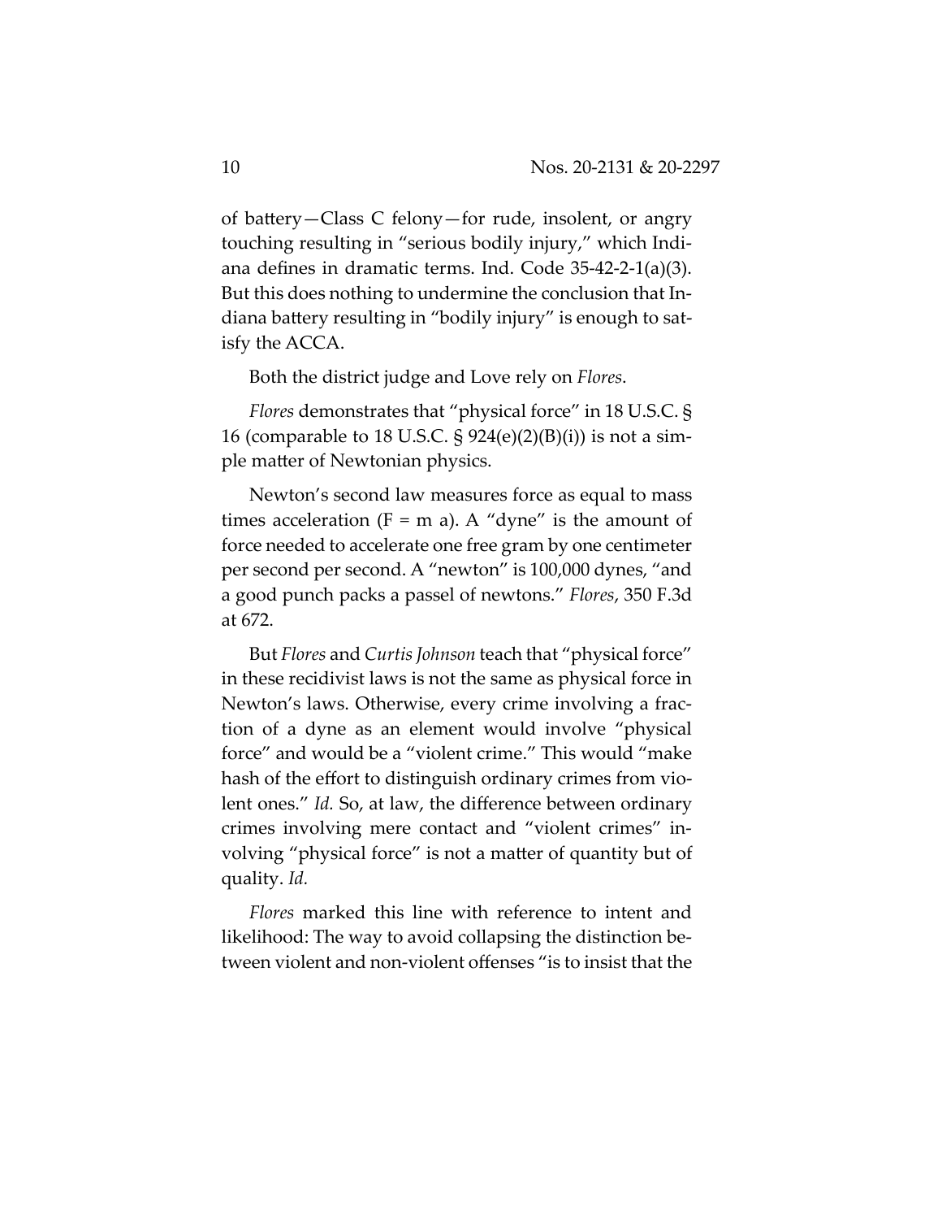of battery—Class C felony—for rude, insolent, or angry touching resulting in "serious bodily injury," which Indiana defines in dramatic terms. Ind. Code 35-42-2-1(a)(3). But this does nothing to undermine the conclusion that Indiana battery resulting in "bodily injury" is enough to satisfy the ACCA.

Both the district judge and Love rely on *Flores*.

*Flores* demonstrates that "physical force" in 18 U.S.C. § 16 (comparable to 18 U.S.C. § 924(e)(2)(B)(i)) is not a simple matter of Newtonian physics.

Newton's second law measures force as equal to mass times acceleration (F = m a). A "dyne" is the amount of force needed to accelerate one free gram by one centimeter per second per second. A "newton" is 100,000 dynes, "and a good punch packs a passel of newtons." *Flores*, 350 F.3d at 672.

But *Flores* and *Curtis Johnson* teach that "physical force" in these recidivist laws is not the same as physical force in Newton's laws. Otherwise, every crime involving a fraction of a dyne as an element would involve "physical force" and would be a "violent crime." This would "make hash of the effort to distinguish ordinary crimes from violent ones." *Id.* So, at law, the difference between ordinary crimes involving mere contact and "violent crimes" involving "physical force" is not a matter of quantity but of quality. *Id.*

*Flores* marked this line with reference to intent and likelihood: The way to avoid collapsing the distinction between violent and non-violent offenses "is to insist that the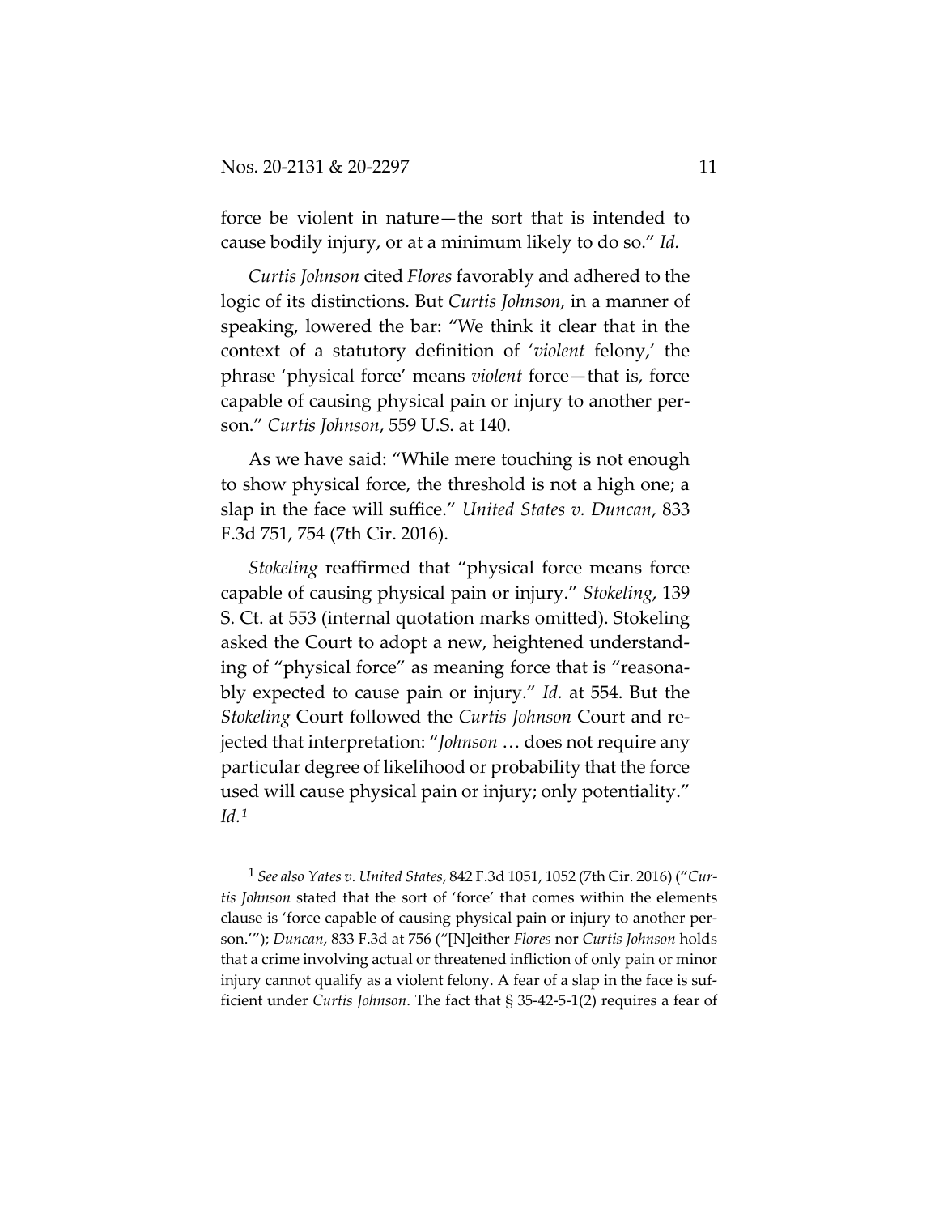force be violent in nature—the sort that is intended to cause bodily injury, or at a minimum likely to do so." *Id.*

*Curtis Johnson* cited *Flores* favorably and adhered to the logic of its distinctions. But *Curtis Johnson*, in a manner of speaking, lowered the bar: "We think it clear that in the context of a statutory definition of '*violent* felony,' the phrase 'physical force' means *violent* force—that is, force capable of causing physical pain or injury to another person." *Curtis Johnson*, 559 U.S. at 140.

As we have said: "While mere touching is not enough to show physical force, the threshold is not a high one; a slap in the face will suffice." *United States v. Duncan*, 833 F.3d 751, 754 (7th Cir. 2016).

*Stokeling* reaffirmed that "physical force means force capable of causing physical pain or injury." *Stokeling*, 139 S. Ct. at 553 (internal quotation marks omitted). Stokeling asked the Court to adopt a new, heightened understanding of "physical force" as meaning force that is "reasonably expected to cause pain or injury." *Id.* at 554. But the *Stokeling* Court followed the *Curtis Johnson* Court and rejected that interpretation: "*Johnson* … does not require any particular degree of likelihood or probability that the force used will cause physical pain or injury; only potentiality." *Id.*[1]

[1] *See also Yates v. United States*, 842 F.3d 1051, 1052 (7th Cir. 2016) ("*Curtis Johnson* stated that the sort of 'force' that comes within the elements clause is 'force capable of causing physical pain or injury to another person.'"); *Duncan*, 833 F.3d at 756 ("[N]either *Flores* nor *Curtis Johnson* holds that a crime involving actual or threatened infliction of only pain or minor injury cannot qualify as a violent felony. A fear of a slap in the face is sufficient under *Curtis Johnson*. The fact that § 35-42-5-1(2) requires a fear of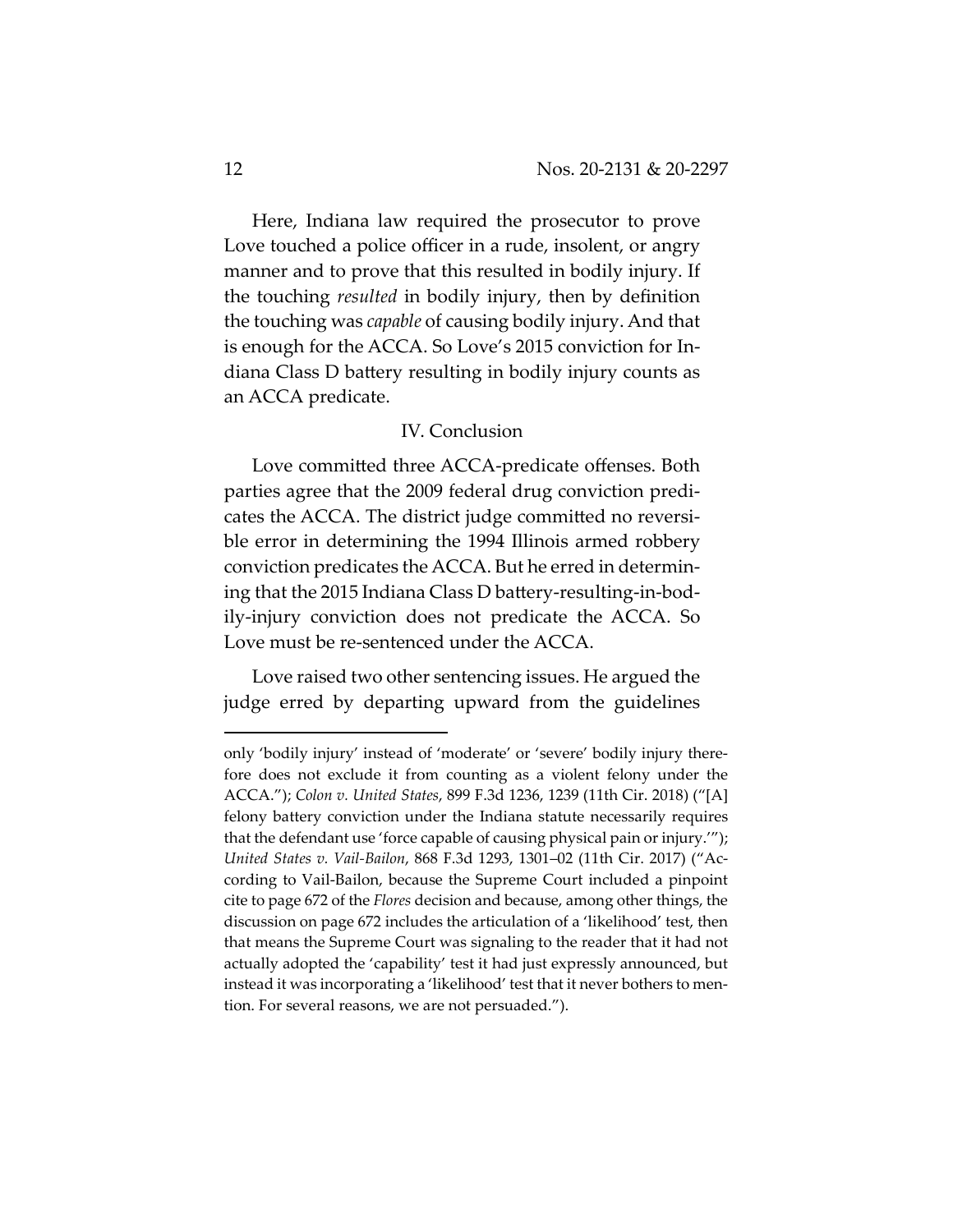Here, Indiana law required the prosecutor to prove Love touched a police officer in a rude, insolent, or angry manner and to prove that this resulted in bodily injury. If the touching *resulted* in bodily injury, then by definition the touching was *capable* of causing bodily injury. And that is enough for the ACCA. So Love's 2015 conviction for Indiana Class D battery resulting in bodily injury counts as an ACCA predicate.

## IV. Conclusion

Love committed three ACCA-predicate offenses. Both parties agree that the 2009 federal drug conviction predicates the ACCA. The district judge committed no reversible error in determining the 1994 Illinois armed robbery conviction predicates the ACCA. But he erred in determining that the 2015 Indiana Class D battery-resulting-in-bodily-injury conviction does not predicate the ACCA. So Love must be re-sentenced under the ACCA.

Love raised two other sentencing issues. He argued the judge erred by departing upward from the guidelines

---

only 'bodily injury' instead of 'moderate' or 'severe' bodily injury therefore does not exclude it from counting as a violent felony under the ACCA."); *Colon v. United States*, 899 F.3d 1236, 1239 (11th Cir. 2018) ("[A] felony battery conviction under the Indiana statute necessarily requires that the defendant use 'force capable of causing physical pain or injury.'"); *United States v. Vail-Bailon*, 868 F.3d 1293, 1301–02 (11th Cir. 2017) ("According to Vail-Bailon, because the Supreme Court included a pinpoint cite to page 672 of the *Flores* decision and because, among other things, the discussion on page 672 includes the articulation of a 'likelihood' test, then that means the Supreme Court was signaling to the reader that it had not actually adopted the 'capability' test it had just expressly announced, but instead it was incorporating a 'likelihood' test that it never bothers to mention. For several reasons, we are not persuaded.").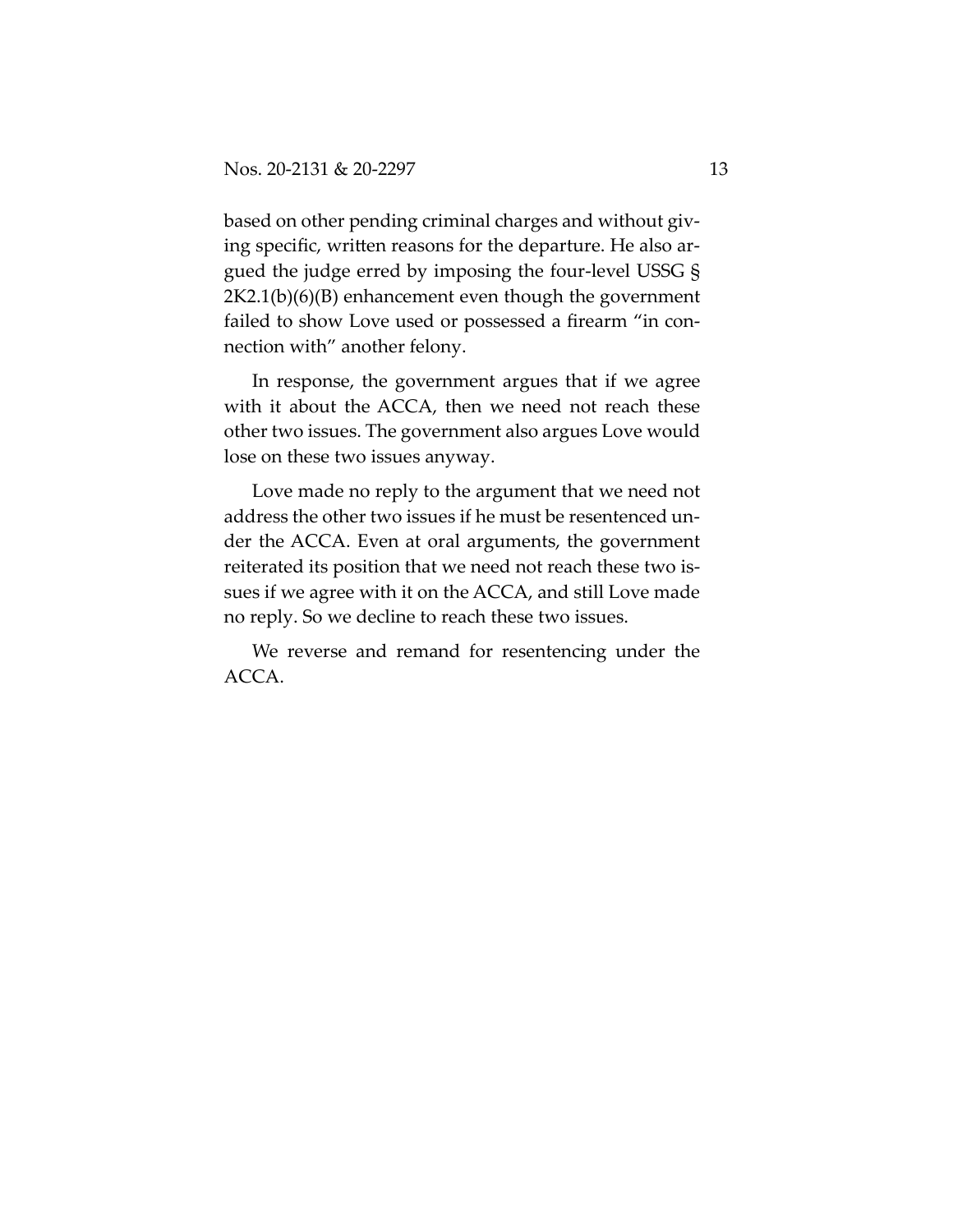based on other pending criminal charges and without giving specific, written reasons for the departure. He also argued the judge erred by imposing the four-level USSG § 2K2.1(b)(6)(B) enhancement even though the government failed to show Love used or possessed a firearm "in connection with" another felony.

In response, the government argues that if we agree with it about the ACCA, then we need not reach these other two issues. The government also argues Love would lose on these two issues anyway.

Love made no reply to the argument that we need not address the other two issues if he must be resentenced under the ACCA. Even at oral arguments, the government reiterated its position that we need not reach these two issues if we agree with it on the ACCA, and still Love made no reply. So we decline to reach these two issues.

We reverse and remand for resentencing under the ACCA.